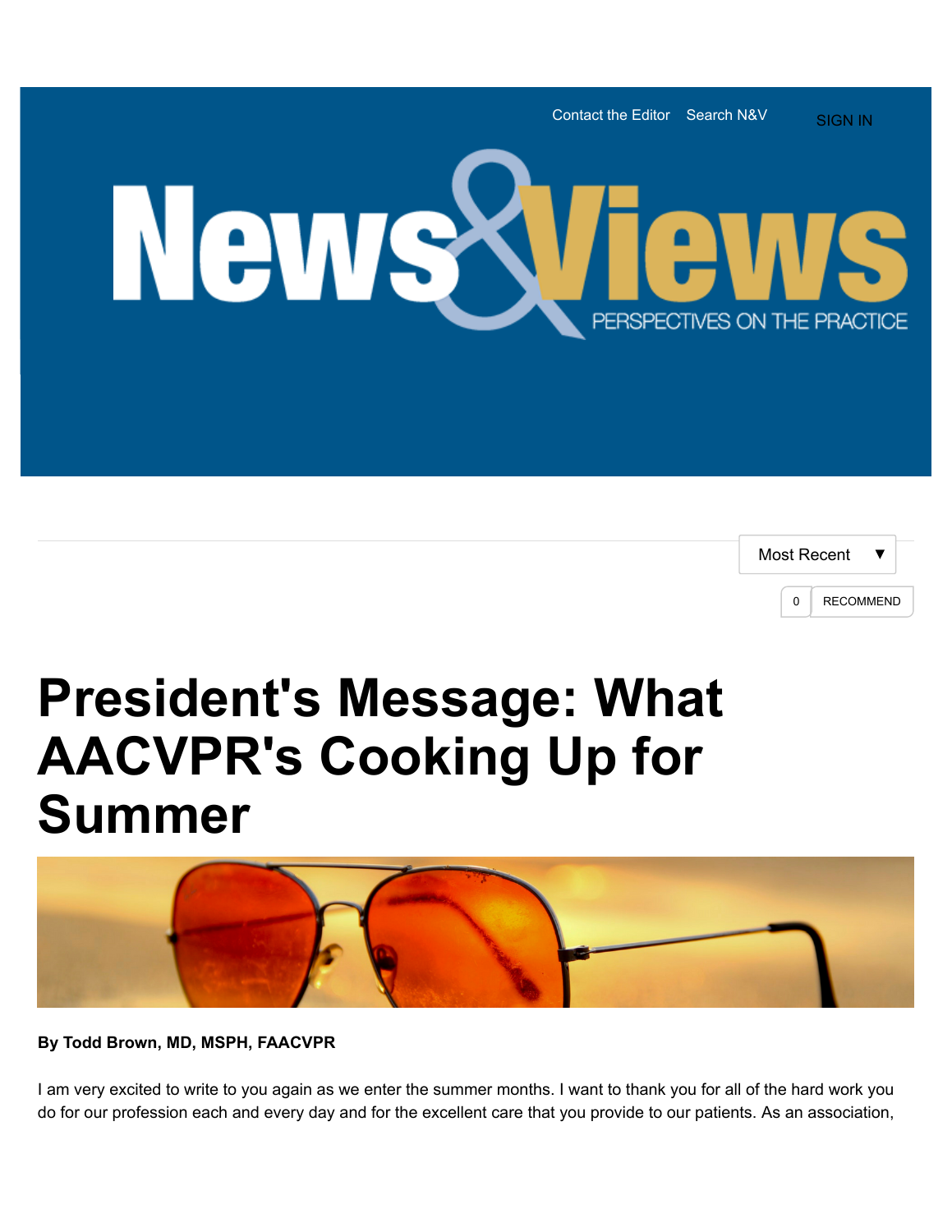Contact the Editor Search N&V SIGN IN

News&Views

PERSPECTIVES ON THE PRACTICE

Most Recent ▼

0 RECOMMEND

# President's Message: What AACVPR's Cooking Up for Summer

**By Todd Brown, MD, MSPH, FAACVPR**

I am very excited to write to you again as we enter the summer months. I want to thank you for all of the hard work you do for our profession each and every day and for the excellent care that you provide to our patients. As an association,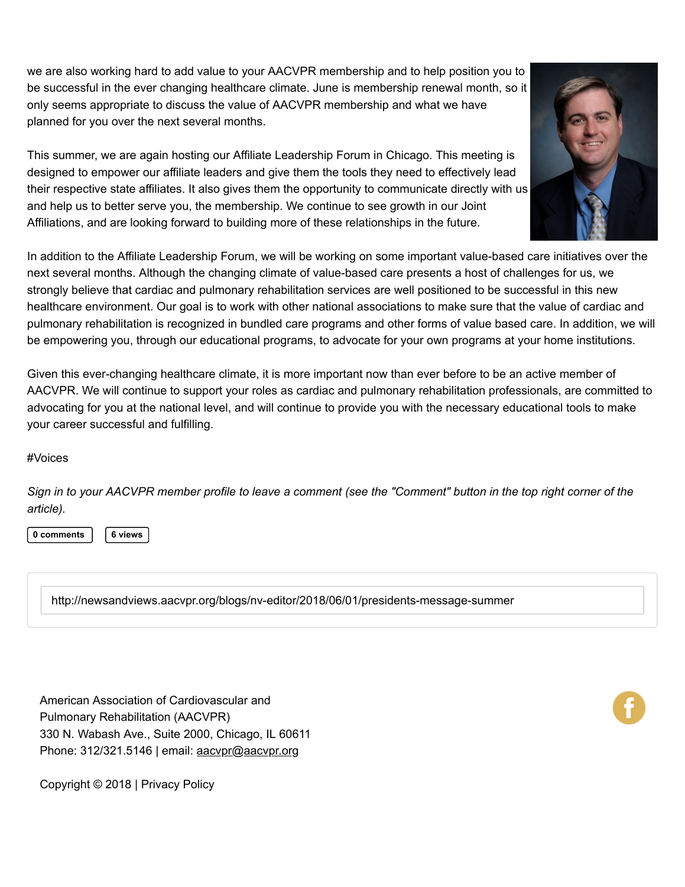we are also working hard to add value to your AACVPR membership and to help position you to be successful in the ever changing healthcare climate. June is membership renewal month, so it only seems appropriate to discuss the value of AACVPR membership and what we have planned for you over the next several months.

This summer, we are again hosting our Affiliate Leadership Forum in Chicago. This meeting is designed to empower our affiliate leaders and give them the tools they need to effectively lead their respective state affiliates. It also gives them the opportunity to communicate directly with us and help us to better serve you, the membership. We continue to see growth in our Joint Affiliations, and are looking forward to building more of these relationships in the future.

In addition to the Affiliate Leadership Forum, we will be working on some important value-based care initiatives over the next several months. Although the changing climate of value-based care presents a host of challenges for us, we strongly believe that cardiac and pulmonary rehabilitation services are well positioned to be successful in this new healthcare environment. Our goal is to work with other national associations to make sure that the value of cardiac and pulmonary rehabilitation is recognized in bundled care programs and other forms of value based care. In addition, we will be empowering you, through our educational programs, to advocate for your own programs at your home institutions.

Given this ever-changing healthcare climate, it is more important now than ever before to be an active member of AACVPR. We will continue to support your roles as cardiac and pulmonary rehabilitation professionals, are committed to advocating for you at the national level, and will continue to provide you with the necessary educational tools to make your career successful and fulfilling.

#Voices

*Sign in to your AACVPR member profile to leave a comment (see the "Comment" button in the top right corner of the article).*

0 comments 6 views

http://newsandviews.aacvpr.org/blogs/nv-editor/2018/06/01/presidents-message-summer

American Association of Cardiovascular and Pulmonary Rehabilitation (AACVPR)
330 N. Wabash Ave., Suite 2000, Chicago, IL 60611
Phone: 312/321.5146 | email: aacvpr@aacvpr.org

Copyright © 2018 | Privacy Policy